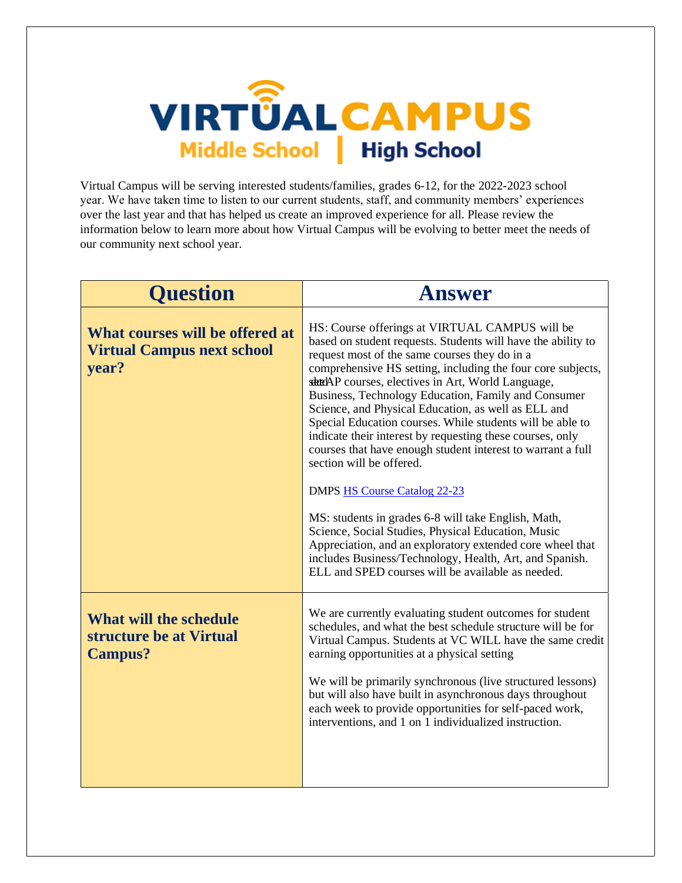# VIRTUAL CAMPUS

## Middle School | High School

Virtual Campus will be serving interested students/families, grades 6-12, for the 2022-2023 school year. We have taken time to listen to our current students, staff, and community members' experiences over the last year and that has helped us create an improved experience for all. Please review the information below to learn more about how Virtual Campus will be evolving to better meet the needs of our community next school year.

| Question | Answer |
|---|---|
| **What courses will be offered at Virtual Campus next school year?** | HS: Course offerings at VIRTUAL CAMPUS will be based on student requests. Students will have the ability to request most of the same courses they do in a comprehensive HS setting, including the four core subjects, select AP courses, electives in Art, World Language, Business, Technology Education, Family and Consumer Science, and Physical Education, as well as ELL and Special Education courses. While students will be able to indicate their interest by requesting these courses, only courses that have enough student interest to warrant a full section will be offered.<br><br>DMPS HS Course Catalog 22-23<br><br>MS: students in grades 6-8 will take English, Math, Science, Social Studies, Physical Education, Music Appreciation, and an exploratory extended core wheel that includes Business/Technology, Health, Art, and Spanish. ELL and SPED courses will be available as needed. |
| **What will the schedule structure be at Virtual Campus?** | We are currently evaluating student outcomes for student schedules, and what the best schedule structure will be for Virtual Campus. Students at VC WILL have the same credit earning opportunities at a physical setting<br><br>We will be primarily synchronous (live structured lessons) but will also have built in asynchronous days throughout each week to provide opportunities for self-paced work, interventions, and 1 on 1 individualized instruction. |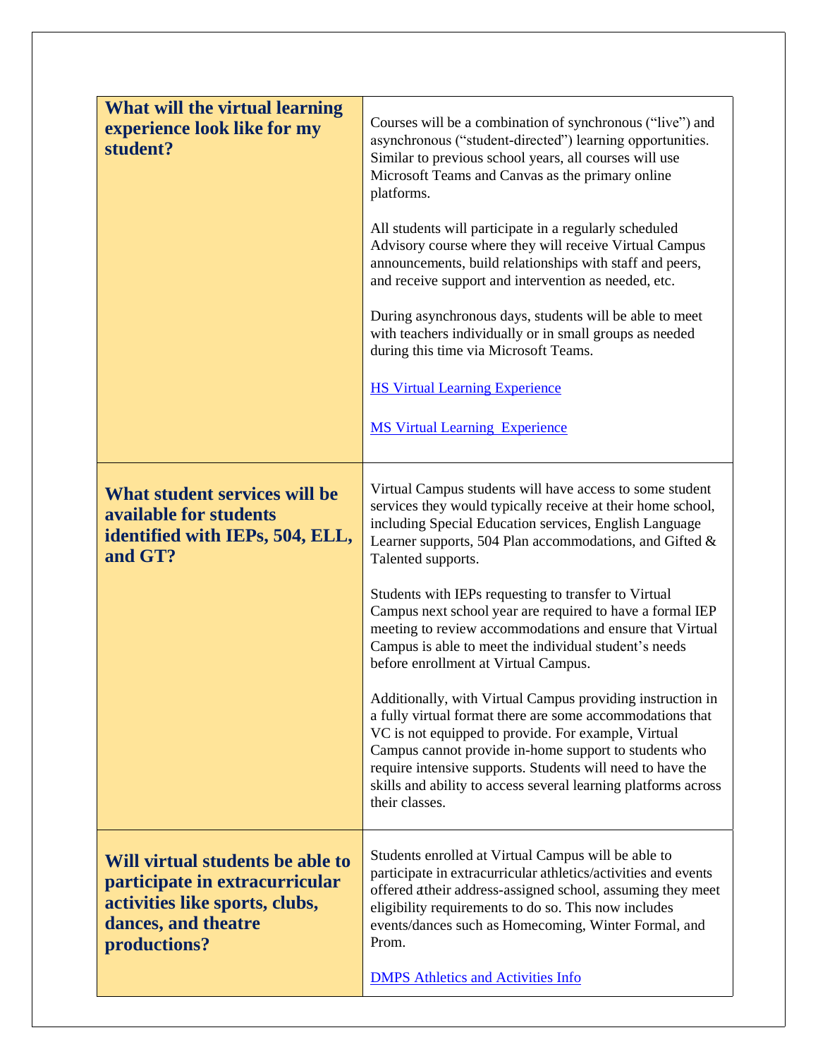| | |
|---|---|
| **What will the virtual learning experience look like for my student?** | Courses will be a combination of synchronous ("live") and asynchronous ("student-directed") learning opportunities. Similar to previous school years, all courses will use Microsoft Teams and Canvas as the primary online platforms.<br><br>All students will participate in a regularly scheduled Advisory course where they will receive Virtual Campus announcements, build relationships with staff and peers, and receive support and intervention as needed, etc.<br><br>During asynchronous days, students will be able to meet with teachers individually or in small groups as needed during this time via Microsoft Teams.<br><br>[HS Virtual Learning Experience]()<br><br>[MS Virtual Learning Experience]() |
| **What student services will be available for students identified with IEPs, 504, ELL, and GT?** | Virtual Campus students will have access to some student services they would typically receive at their home school, including Special Education services, English Language Learner supports, 504 Plan accommodations, and Gifted & Talented supports.<br><br>Students with IEPs requesting to transfer to Virtual Campus next school year are required to have a formal IEP meeting to review accommodations and ensure that Virtual Campus is able to meet the individual student's needs before enrollment at Virtual Campus.<br><br>Additionally, with Virtual Campus providing instruction in a fully virtual format there are some accommodations that VC is not equipped to provide. For example, Virtual Campus cannot provide in-home support to students who require intensive supports. Students will need to have the skills and ability to access several learning platforms across their classes. |
| **Will virtual students be able to participate in extracurricular activities like sports, clubs, dances, and theatre productions?** | Students enrolled at Virtual Campus will be able to participate in extracurricular athletics/activities and events offered at their address-assigned school, assuming they meet eligibility requirements to do so. This now includes events/dances such as Homecoming, Winter Formal, and Prom.<br><br>[DMPS Athletics and Activities Info]() |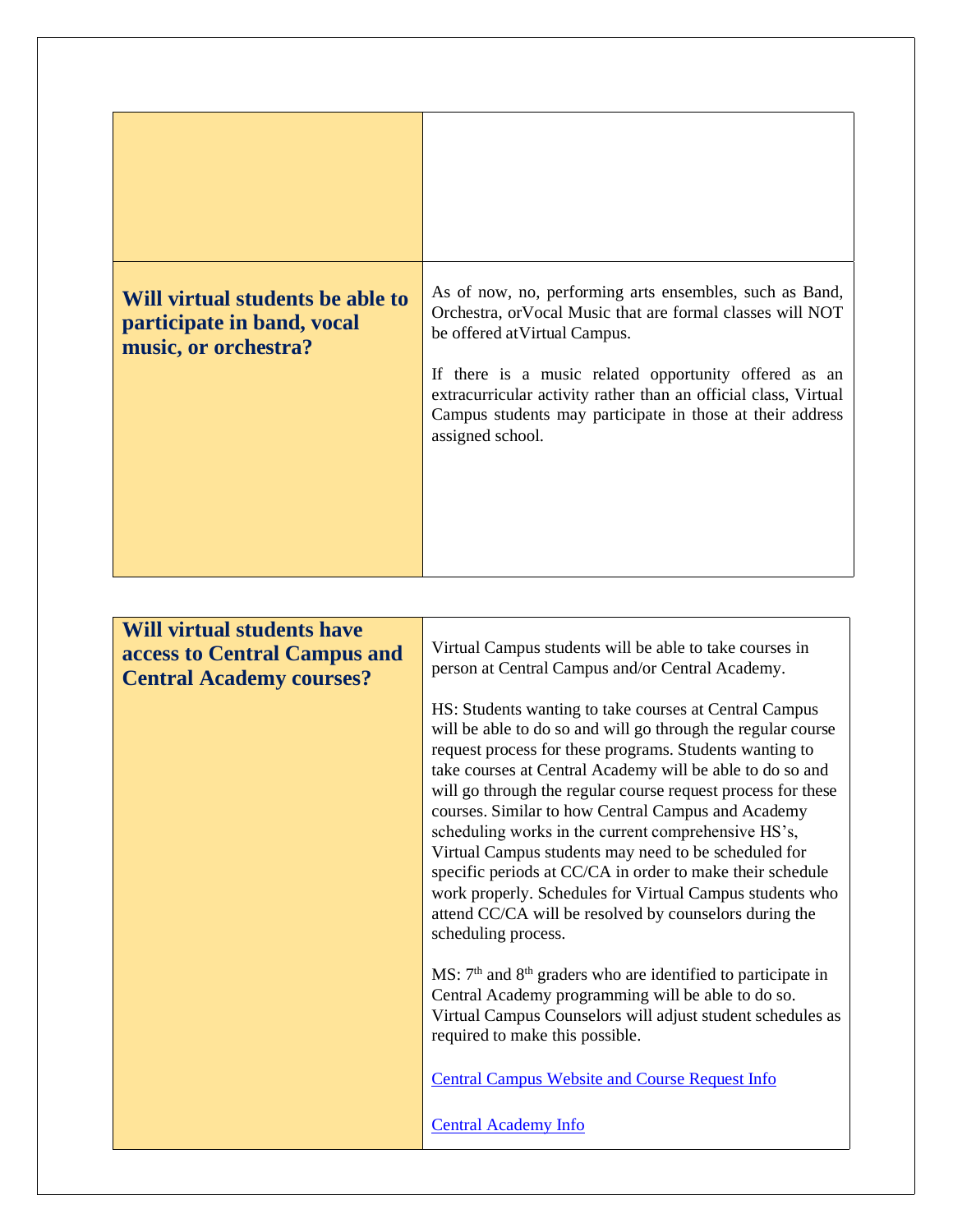| | |
|---|---|
| | |
| **Will virtual students be able to participate in band, vocal music, or orchestra?** | As of now, no, performing arts ensembles, such as Band, Orchestra, orVocal Music that are formal classes will NOT be offered atVirtual Campus.<br><br>If there is a music related opportunity offered as an extracurricular activity rather than an official class, Virtual Campus students may participate in those at their address assigned school. |

| | |
|---|---|
| **Will virtual students have access to Central Campus and Central Academy courses?** | Virtual Campus students will be able to take courses in person at Central Campus and/or Central Academy.<br><br>HS: Students wanting to take courses at Central Campus will be able to do so and will go through the regular course request process for these programs. Students wanting to take courses at Central Academy will be able to do so and will go through the regular course request process for these courses. Similar to how Central Campus and Academy scheduling works in the current comprehensive HS's, Virtual Campus students may need to be scheduled for specific periods at CC/CA in order to make their schedule work properly. Schedules for Virtual Campus students who attend CC/CA will be resolved by counselors during the scheduling process.<br><br>MS: 7th and 8th graders who are identified to participate in Central Academy programming will be able to do so. Virtual Campus Counselors will adjust student schedules as required to make this possible.<br><br>Central Campus Website and Course Request Info<br><br>Central Academy Info |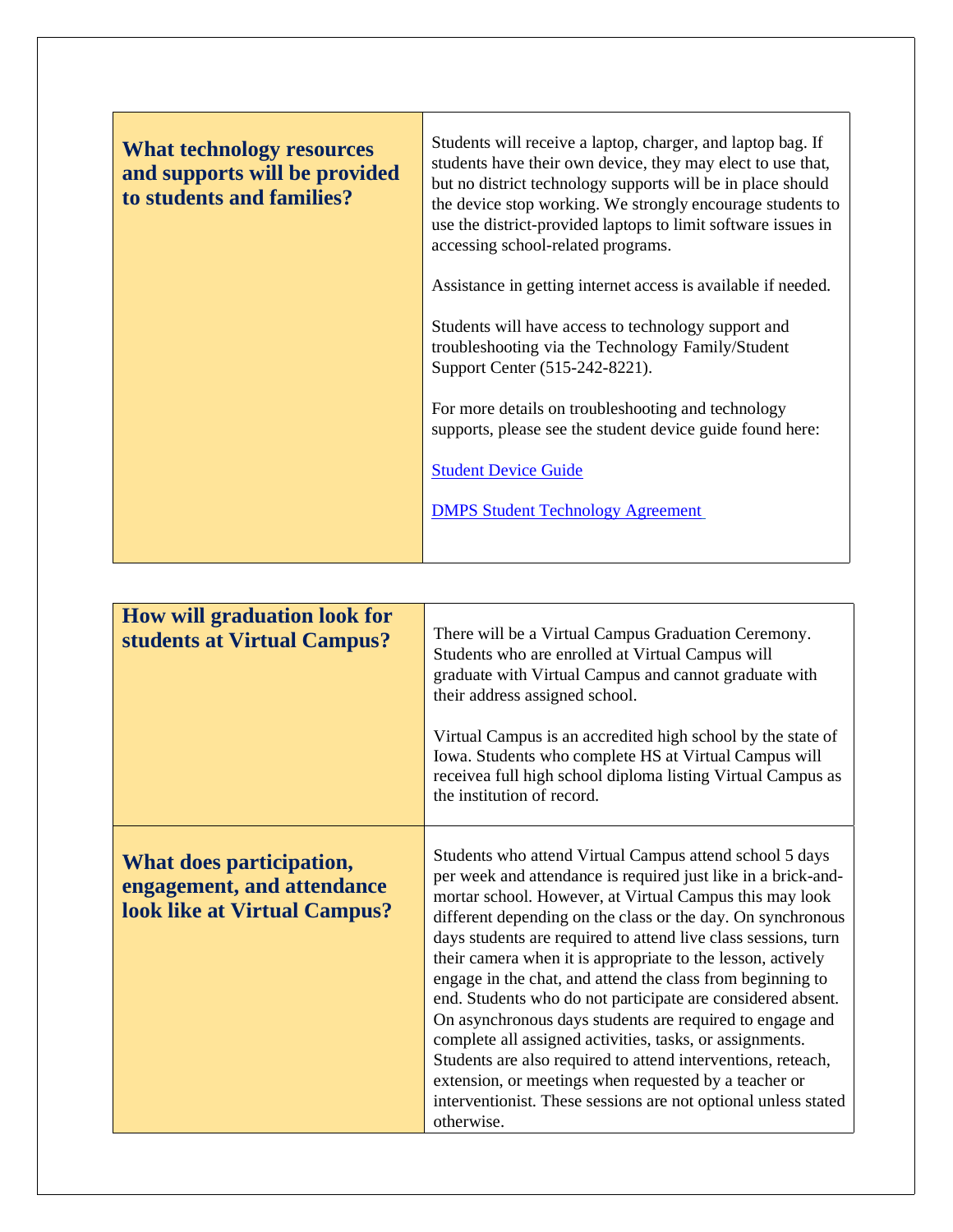| What technology resources and supports will be provided to students and families? | Students will receive a laptop, charger, and laptop bag. If students have their own device, they may elect to use that, but no district technology supports will be in place should the device stop working. We strongly encourage students to use the district-provided laptops to limit software issues in accessing school-related programs.<br><br>Assistance in getting internet access is available if needed.<br><br>Students will have access to technology support and troubleshooting via the Technology Family/Student Support Center (515-242-8221).<br><br>For more details on troubleshooting and technology supports, please see the student device guide found here:<br><br>Student Device Guide<br><br>DMPS Student Technology Agreement |
|---|---|

| How will graduation look for students at Virtual Campus? | There will be a Virtual Campus Graduation Ceremony. Students who are enrolled at Virtual Campus will graduate with Virtual Campus and cannot graduate with their address assigned school.<br><br>Virtual Campus is an accredited high school by the state of Iowa. Students who complete HS at Virtual Campus will receivea full high school diploma listing Virtual Campus as the institution of record. |
|---|---|
| **What does participation, engagement, and attendance look like at Virtual Campus?** | Students who attend Virtual Campus attend school 5 days per week and attendance is required just like in a brick-and-mortar school. However, at Virtual Campus this may look different depending on the class or the day. On synchronous days students are required to attend live class sessions, turn their camera when it is appropriate to the lesson, actively engage in the chat, and attend the class from beginning to end. Students who do not participate are considered absent. On asynchronous days students are required to engage and complete all assigned activities, tasks, or assignments. Students are also required to attend interventions, reteach, extension, or meetings when requested by a teacher or interventionist. These sessions are not optional unless stated otherwise. |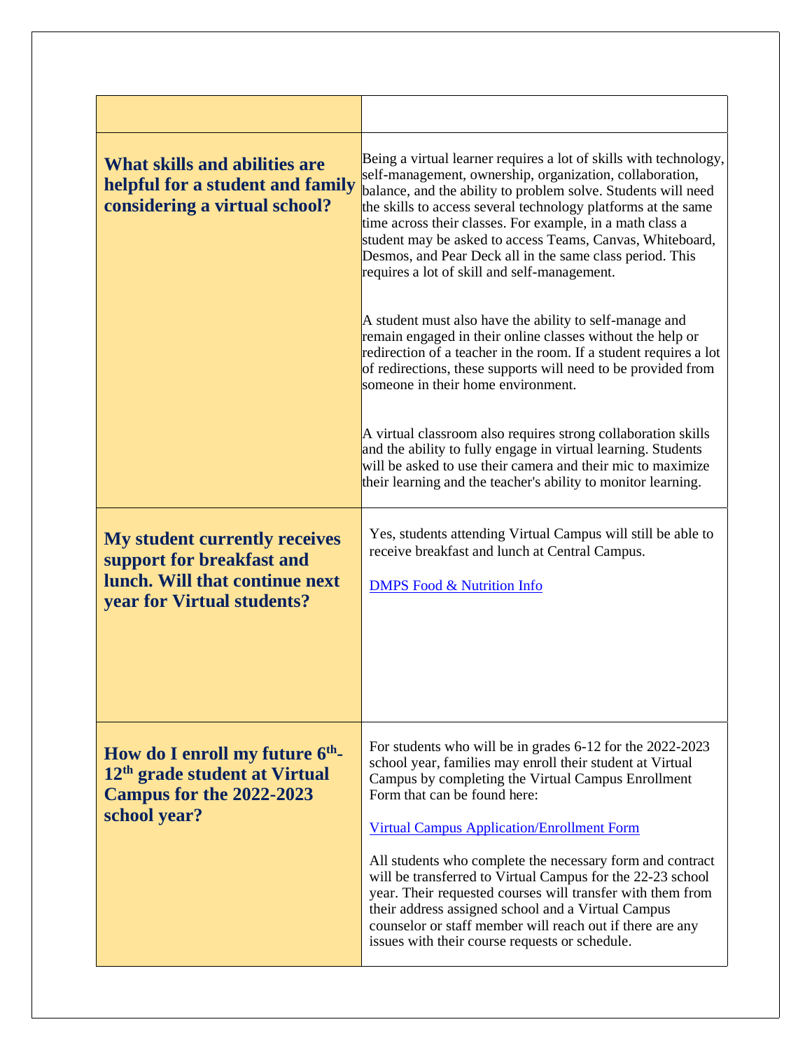| | |
|---|---|
| **What skills and abilities are helpful for a student and family considering a virtual school?** | Being a virtual learner requires a lot of skills with technology, self-management, ownership, organization, collaboration, balance, and the ability to problem solve. Students will need the skills to access several technology platforms at the same time across their classes. For example, in a math class a student may be asked to access Teams, Canvas, Whiteboard, Desmos, and Pear Deck all in the same class period. This requires a lot of skill and self-management.<br><br>A student must also have the ability to self-manage and remain engaged in their online classes without the help or redirection of a teacher in the room. If a student requires a lot of redirections, these supports will need to be provided from someone in their home environment.<br><br>A virtual classroom also requires strong collaboration skills and the ability to fully engage in virtual learning. Students will be asked to use their camera and their mic to maximize their learning and the teacher's ability to monitor learning. |
| **My student currently receives support for breakfast and lunch. Will that continue next year for Virtual students?** | Yes, students attending Virtual Campus will still be able to receive breakfast and lunch at Central Campus.<br><br>DMPS Food & Nutrition Info |
| **How do I enroll my future 6th-12th grade student at Virtual Campus for the 2022-2023 school year?** | For students who will be in grades 6-12 for the 2022-2023 school year, families may enroll their student at Virtual Campus by completing the Virtual Campus Enrollment Form that can be found here:<br><br>Virtual Campus Application/Enrollment Form<br><br>All students who complete the necessary form and contract will be transferred to Virtual Campus for the 22-23 school year. Their requested courses will transfer with them from their address assigned school and a Virtual Campus counselor or staff member will reach out if there are any issues with their course requests or schedule. |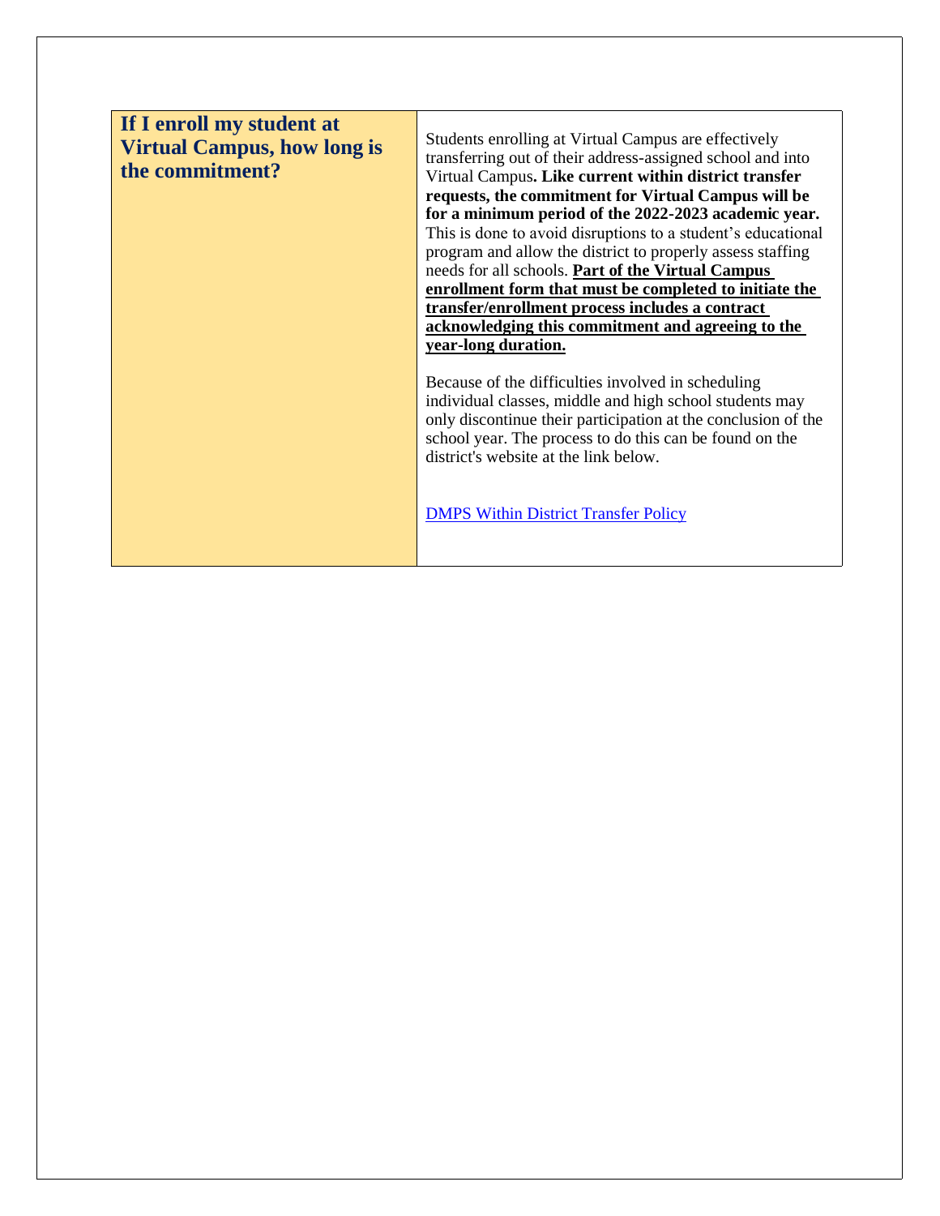| | |
|---|---|
| **If I enroll my student at Virtual Campus, how long is the commitment?** | Students enrolling at Virtual Campus are effectively transferring out of their address-assigned school and into Virtual Campus**. Like current within district transfer requests, the commitment for Virtual Campus will be for a minimum period of the 2022-2023 academic year.** This is done to avoid disruptions to a student's educational program and allow the district to properly assess staffing needs for all schools. **Part of the Virtual Campus enrollment form that must be completed to initiate the transfer/enrollment process includes a contract acknowledging this commitment and agreeing to the year-long duration.**<br><br>Because of the difficulties involved in scheduling individual classes, middle and high school students may only discontinue their participation at the conclusion of the school year. The process to do this can be found on the district's website at the link below.<br><br>DMPS Within District Transfer Policy |